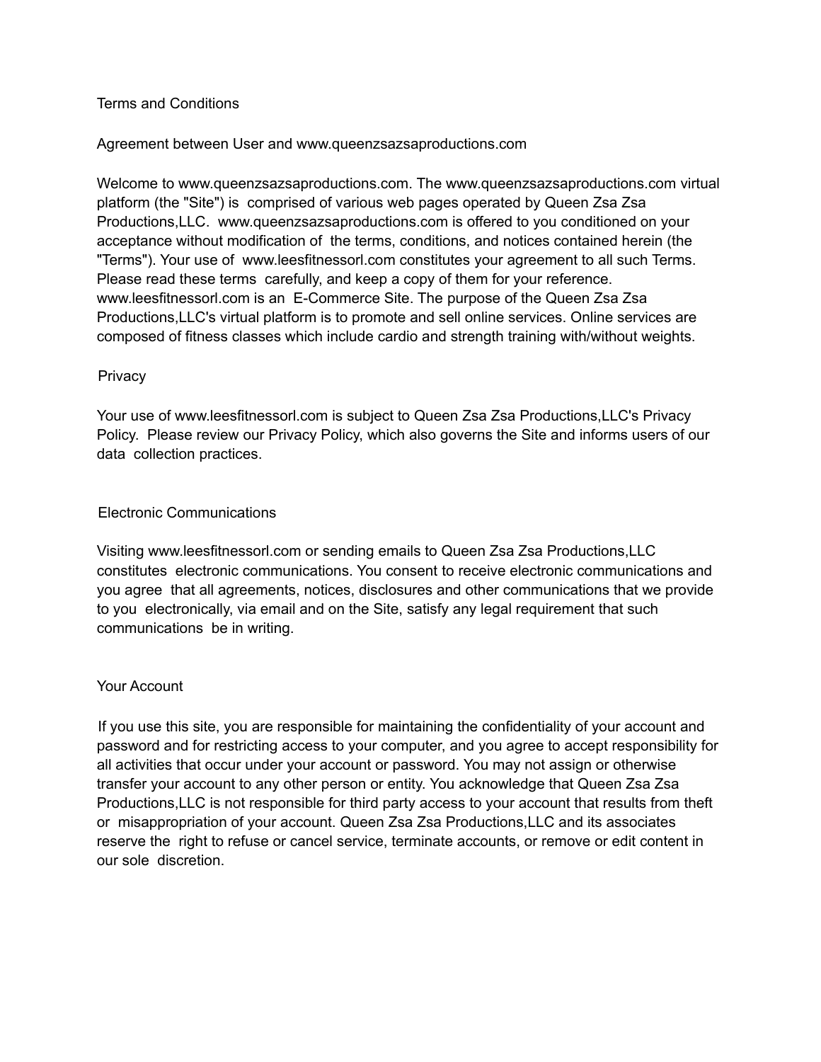# Terms and Conditions

## Agreement between User and www.queenzsazsaproductions.com

Welcome to www.queenzsazsaproductions.com. The www.queenzsazsaproductions.com virtual platform (the "Site") is comprised of various web pages operated by Queen Zsa Zsa Productions,LLC. www.queenzsazsaproductions.com is offered to you conditioned on your acceptance without modification of the terms, conditions, and notices contained herein (the "Terms"). Your use of www.leesfitnessorl.com constitutes your agreement to all such Terms. Please read these terms carefully, and keep a copy of them for your reference. www.leesfitnessorl.com is an E-Commerce Site. The purpose of the Queen Zsa Zsa Productions,LLC's virtual platform is to promote and sell online services. Online services are composed of fitness classes which include cardio and strength training with/without weights.

## Privacy

Your use of www.leesfitnessorl.com is subject to Queen Zsa Zsa Productions,LLC's Privacy Policy. Please review our Privacy Policy, which also governs the Site and informs users of our data collection practices.

## Electronic Communications

Visiting www.leesfitnessorl.com or sending emails to Queen Zsa Zsa Productions,LLC constitutes electronic communications. You consent to receive electronic communications and you agree that all agreements, notices, disclosures and other communications that we provide to you electronically, via email and on the Site, satisfy any legal requirement that such communications be in writing.

## Your Account

If you use this site, you are responsible for maintaining the confidentiality of your account and password and for restricting access to your computer, and you agree to accept responsibility for all activities that occur under your account or password. You may not assign or otherwise transfer your account to any other person or entity. You acknowledge that Queen Zsa Zsa Productions,LLC is not responsible for third party access to your account that results from theft or misappropriation of your account. Queen Zsa Zsa Productions,LLC and its associates reserve the right to refuse or cancel service, terminate accounts, or remove or edit content in our sole discretion.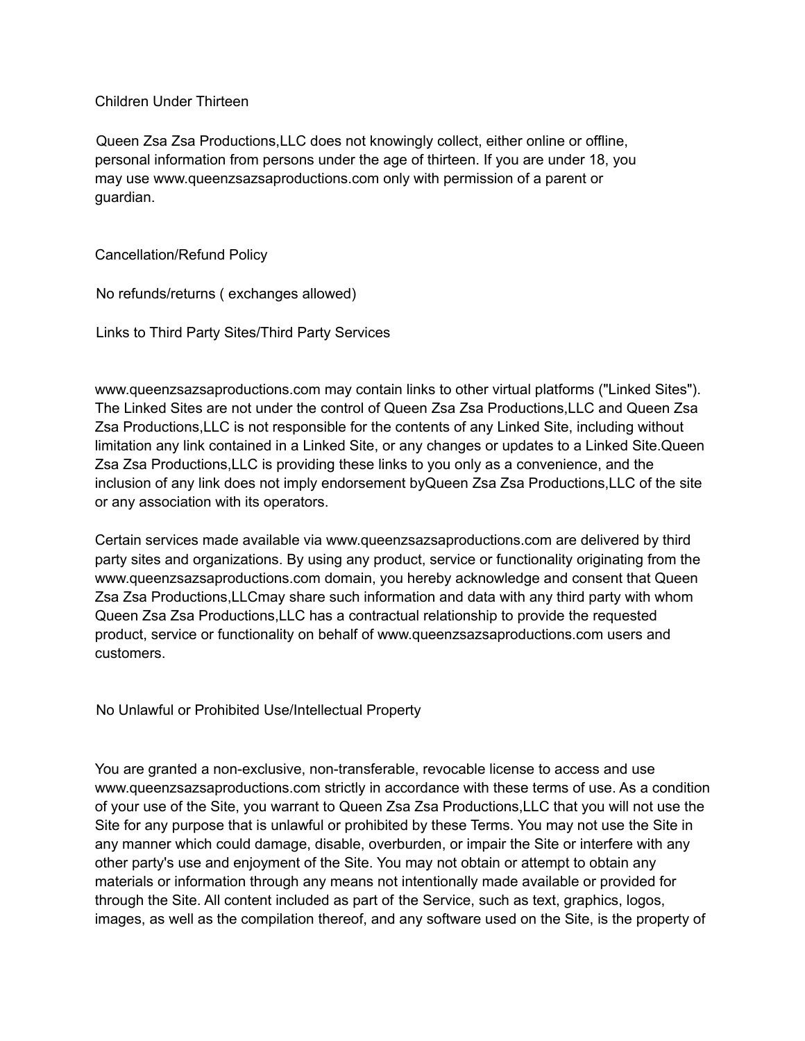## Children Under Thirteen

Queen Zsa Zsa Productions,LLC does not knowingly collect, either online or offline, personal information from persons under the age of thirteen. If you are under 18, you may use www.queenzsazsaproductions.com only with permission of a parent or guardian.

## Cancellation/Refund Policy

No refunds/returns ( exchanges allowed)

## Links to Third Party Sites/Third Party Services

www.queenzsazsaproductions.com may contain links to other virtual platforms ("Linked Sites"). The Linked Sites are not under the control of Queen Zsa Zsa Productions,LLC and Queen Zsa Zsa Productions,LLC is not responsible for the contents of any Linked Site, including without limitation any link contained in a Linked Site, or any changes or updates to a Linked Site.Queen Zsa Zsa Productions,LLC is providing these links to you only as a convenience, and the inclusion of any link does not imply endorsement byQueen Zsa Zsa Productions,LLC of the site or any association with its operators.

Certain services made available via www.queenzsazsaproductions.com are delivered by third party sites and organizations. By using any product, service or functionality originating from the www.queenzsazsaproductions.com domain, you hereby acknowledge and consent that Queen Zsa Zsa Productions,LLCmay share such information and data with any third party with whom Queen Zsa Zsa Productions,LLC has a contractual relationship to provide the requested product, service or functionality on behalf of www.queenzsazsaproductions.com users and customers.

## No Unlawful or Prohibited Use/Intellectual Property

You are granted a non-exclusive, non-transferable, revocable license to access and use www.queenzsazsaproductions.com strictly in accordance with these terms of use. As a condition of your use of the Site, you warrant to Queen Zsa Zsa Productions,LLC that you will not use the Site for any purpose that is unlawful or prohibited by these Terms. You may not use the Site in any manner which could damage, disable, overburden, or impair the Site or interfere with any other party's use and enjoyment of the Site. You may not obtain or attempt to obtain any materials or information through any means not intentionally made available or provided for through the Site. All content included as part of the Service, such as text, graphics, logos, images, as well as the compilation thereof, and any software used on the Site, is the property of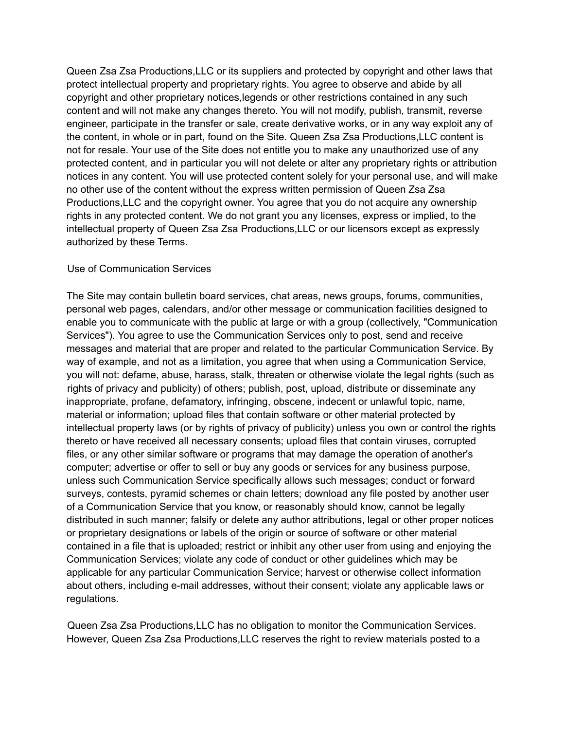Queen Zsa Zsa Productions,LLC or its suppliers and protected by copyright and other laws that protect intellectual property and proprietary rights. You agree to observe and abide by all copyright and other proprietary notices,legends or other restrictions contained in any such content and will not make any changes thereto. You will not modify, publish, transmit, reverse engineer, participate in the transfer or sale, create derivative works, or in any way exploit any of the content, in whole or in part, found on the Site. Queen Zsa Zsa Productions,LLC content is not for resale. Your use of the Site does not entitle you to make any unauthorized use of any protected content, and in particular you will not delete or alter any proprietary rights or attribution notices in any content. You will use protected content solely for your personal use, and will make no other use of the content without the express written permission of Queen Zsa Zsa Productions,LLC and the copyright owner. You agree that you do not acquire any ownership rights in any protected content. We do not grant you any licenses, express or implied, to the intellectual property of Queen Zsa Zsa Productions,LLC or our licensors except as expressly authorized by these Terms.

Use of Communication Services

The Site may contain bulletin board services, chat areas, news groups, forums, communities, personal web pages, calendars, and/or other message or communication facilities designed to enable you to communicate with the public at large or with a group (collectively, "Communication Services"). You agree to use the Communication Services only to post, send and receive messages and material that are proper and related to the particular Communication Service. By way of example, and not as a limitation, you agree that when using a Communication Service, you will not: defame, abuse, harass, stalk, threaten or otherwise violate the legal rights (such as rights of privacy and publicity) of others; publish, post, upload, distribute or disseminate any inappropriate, profane, defamatory, infringing, obscene, indecent or unlawful topic, name, material or information; upload files that contain software or other material protected by intellectual property laws (or by rights of privacy of publicity) unless you own or control the rights thereto or have received all necessary consents; upload files that contain viruses, corrupted files, or any other similar software or programs that may damage the operation of another's computer; advertise or offer to sell or buy any goods or services for any business purpose, unless such Communication Service specifically allows such messages; conduct or forward surveys, contests, pyramid schemes or chain letters; download any file posted by another user of a Communication Service that you know, or reasonably should know, cannot be legally distributed in such manner; falsify or delete any author attributions, legal or other proper notices or proprietary designations or labels of the origin or source of software or other material contained in a file that is uploaded; restrict or inhibit any other user from using and enjoying the Communication Services; violate any code of conduct or other guidelines which may be applicable for any particular Communication Service; harvest or otherwise collect information about others, including e-mail addresses, without their consent; violate any applicable laws or regulations.

Queen Zsa Zsa Productions,LLC has no obligation to monitor the Communication Services. However, Queen Zsa Zsa Productions,LLC reserves the right to review materials posted to a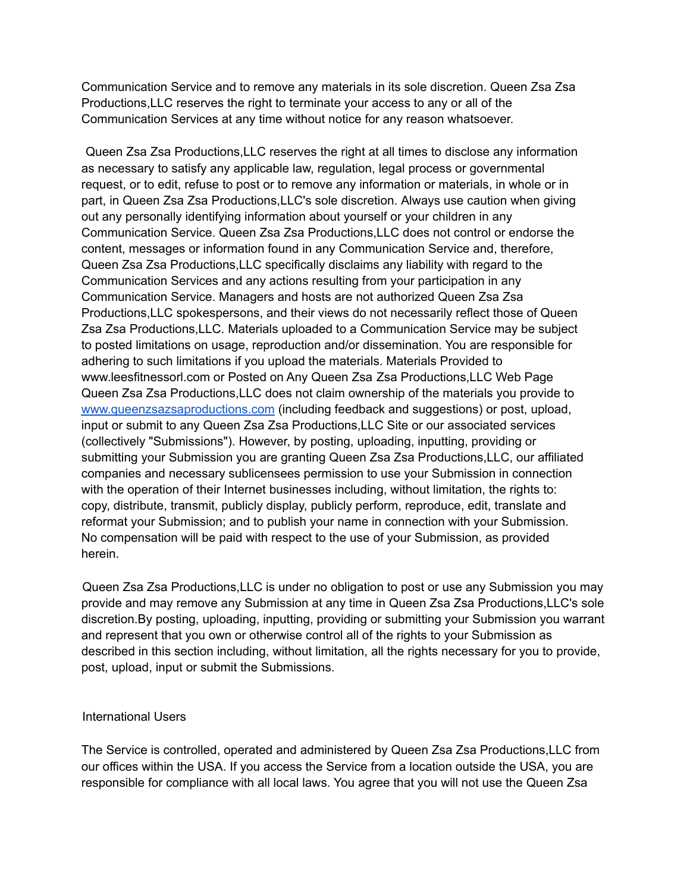Communication Service and to remove any materials in its sole discretion. Queen Zsa Zsa Productions,LLC reserves the right to terminate your access to any or all of the Communication Services at any time without notice for any reason whatsoever.

Queen Zsa Zsa Productions,LLC reserves the right at all times to disclose any information as necessary to satisfy any applicable law, regulation, legal process or governmental request, or to edit, refuse to post or to remove any information or materials, in whole or in part, in Queen Zsa Zsa Productions,LLC's sole discretion. Always use caution when giving out any personally identifying information about yourself or your children in any Communication Service. Queen Zsa Zsa Productions,LLC does not control or endorse the content, messages or information found in any Communication Service and, therefore, Queen Zsa Zsa Productions,LLC specifically disclaims any liability with regard to the Communication Services and any actions resulting from your participation in any Communication Service. Managers and hosts are not authorized Queen Zsa Zsa Productions,LLC spokespersons, and their views do not necessarily reflect those of Queen Zsa Zsa Productions,LLC. Materials uploaded to a Communication Service may be subject to posted limitations on usage, reproduction and/or dissemination. You are responsible for adhering to such limitations if you upload the materials. Materials Provided to www.leesfitnessorl.com or Posted on Any Queen Zsa Zsa Productions,LLC Web Page Queen Zsa Zsa Productions,LLC does not claim ownership of the materials you provide to [www.queenzsazsaproductions.com](http://www.queenzsazsaproductions.com) (including feedback and suggestions) or post, upload, input or submit to any Queen Zsa Zsa Productions,LLC Site or our associated services (collectively "Submissions"). However, by posting, uploading, inputting, providing or submitting your Submission you are granting Queen Zsa Zsa Productions,LLC, our affiliated companies and necessary sublicensees permission to use your Submission in connection with the operation of their Internet businesses including, without limitation, the rights to: copy, distribute, transmit, publicly display, publicly perform, reproduce, edit, translate and reformat your Submission; and to publish your name in connection with your Submission. No compensation will be paid with respect to the use of your Submission, as provided herein.

Queen Zsa Zsa Productions,LLC is under no obligation to post or use any Submission you may provide and may remove any Submission at any time in Queen Zsa Zsa Productions,LLC's sole discretion.By posting, uploading, inputting, providing or submitting your Submission you warrant and represent that you own or otherwise control all of the rights to your Submission as described in this section including, without limitation, all the rights necessary for you to provide, post, upload, input or submit the Submissions.

International Users

The Service is controlled, operated and administered by Queen Zsa Zsa Productions,LLC from our offices within the USA. If you access the Service from a location outside the USA, you are responsible for compliance with all local laws. You agree that you will not use the Queen Zsa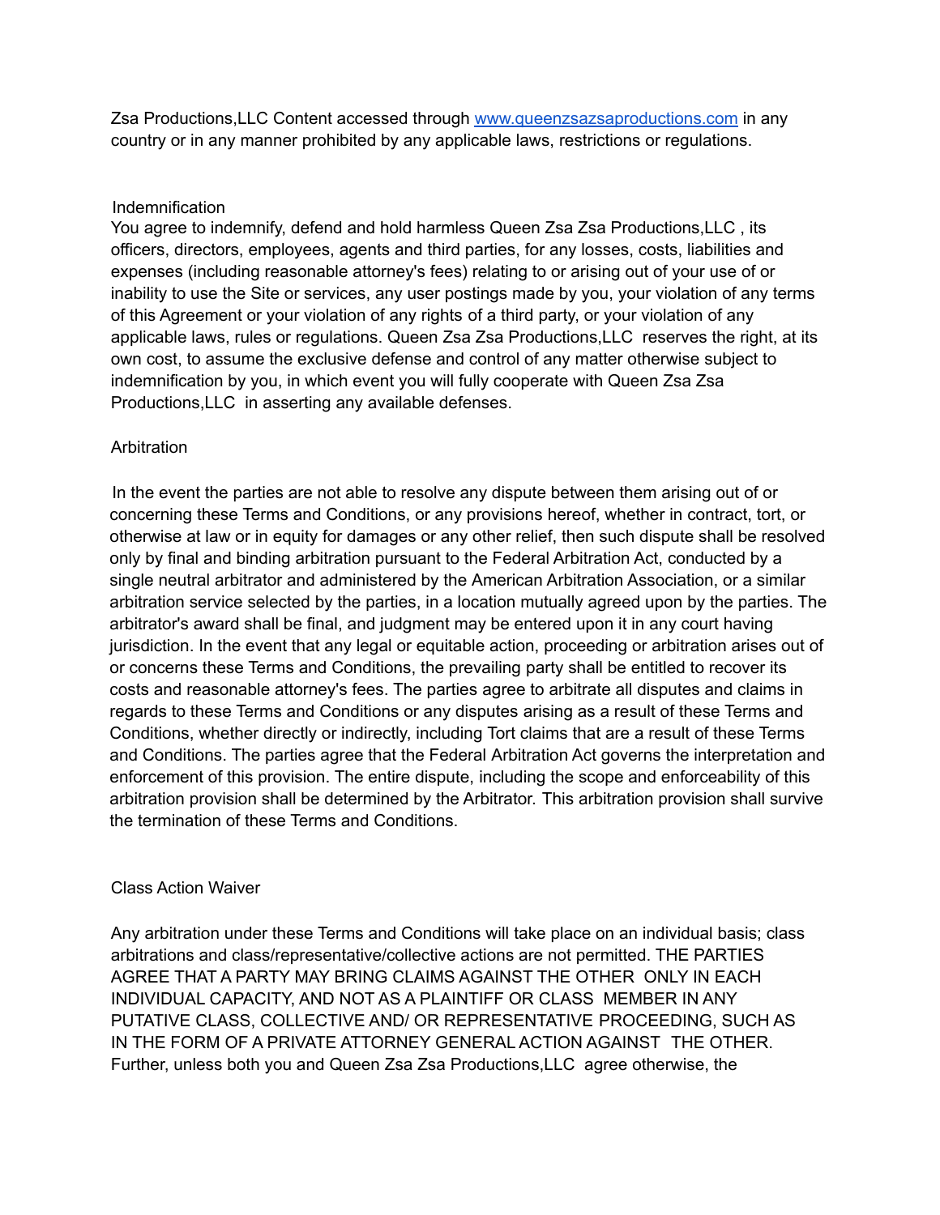Zsa Productions,LLC Content accessed through [www.queenzsazsaproductions.com](http://www.queenzsazsaproductions.com) in any country or in any manner prohibited by any applicable laws, restrictions or regulations.

## Indemnification

You agree to indemnify, defend and hold harmless Queen Zsa Zsa Productions,LLC , its officers, directors, employees, agents and third parties, for any losses, costs, liabilities and expenses (including reasonable attorney's fees) relating to or arising out of your use of or inability to use the Site or services, any user postings made by you, your violation of any terms of this Agreement or your violation of any rights of a third party, or your violation of any applicable laws, rules or regulations. Queen Zsa Zsa Productions,LLC reserves the right, at its own cost, to assume the exclusive defense and control of any matter otherwise subject to indemnification by you, in which event you will fully cooperate with Queen Zsa Zsa Productions,LLC in asserting any available defenses.

## Arbitration

In the event the parties are not able to resolve any dispute between them arising out of or concerning these Terms and Conditions, or any provisions hereof, whether in contract, tort, or otherwise at law or in equity for damages or any other relief, then such dispute shall be resolved only by final and binding arbitration pursuant to the Federal Arbitration Act, conducted by a single neutral arbitrator and administered by the American Arbitration Association, or a similar arbitration service selected by the parties, in a location mutually agreed upon by the parties. The arbitrator's award shall be final, and judgment may be entered upon it in any court having jurisdiction. In the event that any legal or equitable action, proceeding or arbitration arises out of or concerns these Terms and Conditions, the prevailing party shall be entitled to recover its costs and reasonable attorney's fees. The parties agree to arbitrate all disputes and claims in regards to these Terms and Conditions or any disputes arising as a result of these Terms and Conditions, whether directly or indirectly, including Tort claims that are a result of these Terms and Conditions. The parties agree that the Federal Arbitration Act governs the interpretation and enforcement of this provision. The entire dispute, including the scope and enforceability of this arbitration provision shall be determined by the Arbitrator. This arbitration provision shall survive the termination of these Terms and Conditions.

## Class Action Waiver

Any arbitration under these Terms and Conditions will take place on an individual basis; class arbitrations and class/representative/collective actions are not permitted. THE PARTIES AGREE THAT A PARTY MAY BRING CLAIMS AGAINST THE OTHER ONLY IN EACH INDIVIDUAL CAPACITY, AND NOT AS A PLAINTIFF OR CLASS MEMBER IN ANY PUTATIVE CLASS, COLLECTIVE AND/ OR REPRESENTATIVE PROCEEDING, SUCH AS IN THE FORM OF A PRIVATE ATTORNEY GENERAL ACTION AGAINST THE OTHER. Further, unless both you and Queen Zsa Zsa Productions,LLC agree otherwise, the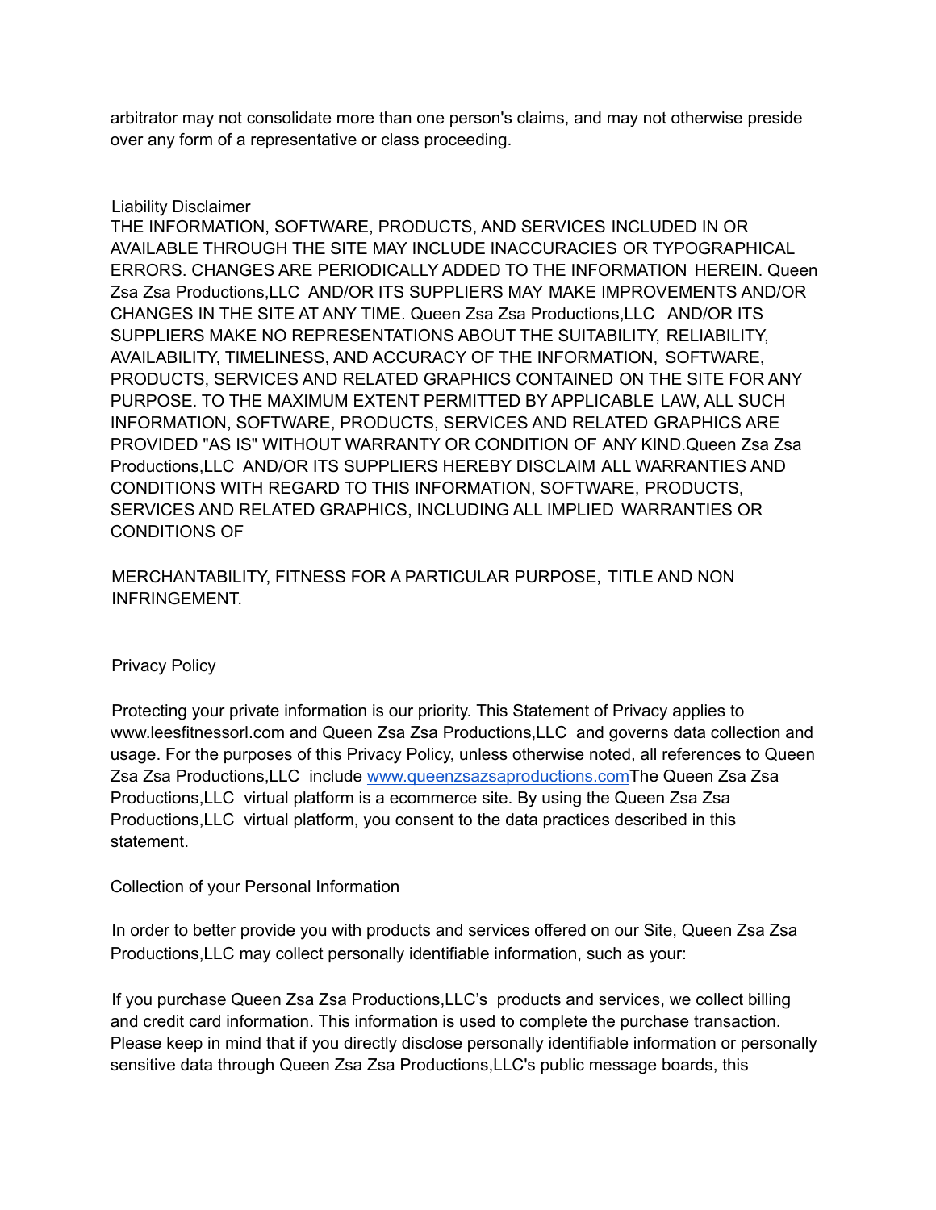arbitrator may not consolidate more than one person's claims, and may not otherwise preside over any form of a representative or class proceeding.

## Liability Disclaimer

THE INFORMATION, SOFTWARE, PRODUCTS, AND SERVICES INCLUDED IN OR AVAILABLE THROUGH THE SITE MAY INCLUDE INACCURACIES OR TYPOGRAPHICAL ERRORS. CHANGES ARE PERIODICALLY ADDED TO THE INFORMATION HEREIN. Queen Zsa Zsa Productions,LLC AND/OR ITS SUPPLIERS MAY MAKE IMPROVEMENTS AND/OR CHANGES IN THE SITE AT ANY TIME. Queen Zsa Zsa Productions,LLC AND/OR ITS SUPPLIERS MAKE NO REPRESENTATIONS ABOUT THE SUITABILITY, RELIABILITY, AVAILABILITY, TIMELINESS, AND ACCURACY OF THE INFORMATION, SOFTWARE, PRODUCTS, SERVICES AND RELATED GRAPHICS CONTAINED ON THE SITE FOR ANY PURPOSE. TO THE MAXIMUM EXTENT PERMITTED BY APPLICABLE LAW, ALL SUCH INFORMATION, SOFTWARE, PRODUCTS, SERVICES AND RELATED GRAPHICS ARE PROVIDED "AS IS" WITHOUT WARRANTY OR CONDITION OF ANY KIND.Queen Zsa Zsa Productions,LLC AND/OR ITS SUPPLIERS HEREBY DISCLAIM ALL WARRANTIES AND CONDITIONS WITH REGARD TO THIS INFORMATION, SOFTWARE, PRODUCTS, SERVICES AND RELATED GRAPHICS, INCLUDING ALL IMPLIED WARRANTIES OR CONDITIONS OF

MERCHANTABILITY, FITNESS FOR A PARTICULAR PURPOSE, TITLE AND NON INFRINGEMENT.

## Privacy Policy

Protecting your private information is our priority. This Statement of Privacy applies to www.leesfitnessorl.com and Queen Zsa Zsa Productions,LLC and governs data collection and usage. For the purposes of this Privacy Policy, unless otherwise noted, all references to Queen Zsa Zsa Productions,LLC include [www.queenzsazsaproductions.com](http://www.queenzsazsaproductions.com)The Queen Zsa Zsa Productions,LLC virtual platform is a ecommerce site. By using the Queen Zsa Zsa Productions,LLC virtual platform, you consent to the data practices described in this statement.

### Collection of your Personal Information

In order to better provide you with products and services offered on our Site, Queen Zsa Zsa Productions,LLC may collect personally identifiable information, such as your:

If you purchase Queen Zsa Zsa Productions,LLC's products and services, we collect billing and credit card information. This information is used to complete the purchase transaction. Please keep in mind that if you directly disclose personally identifiable information or personally sensitive data through Queen Zsa Zsa Productions,LLC's public message boards, this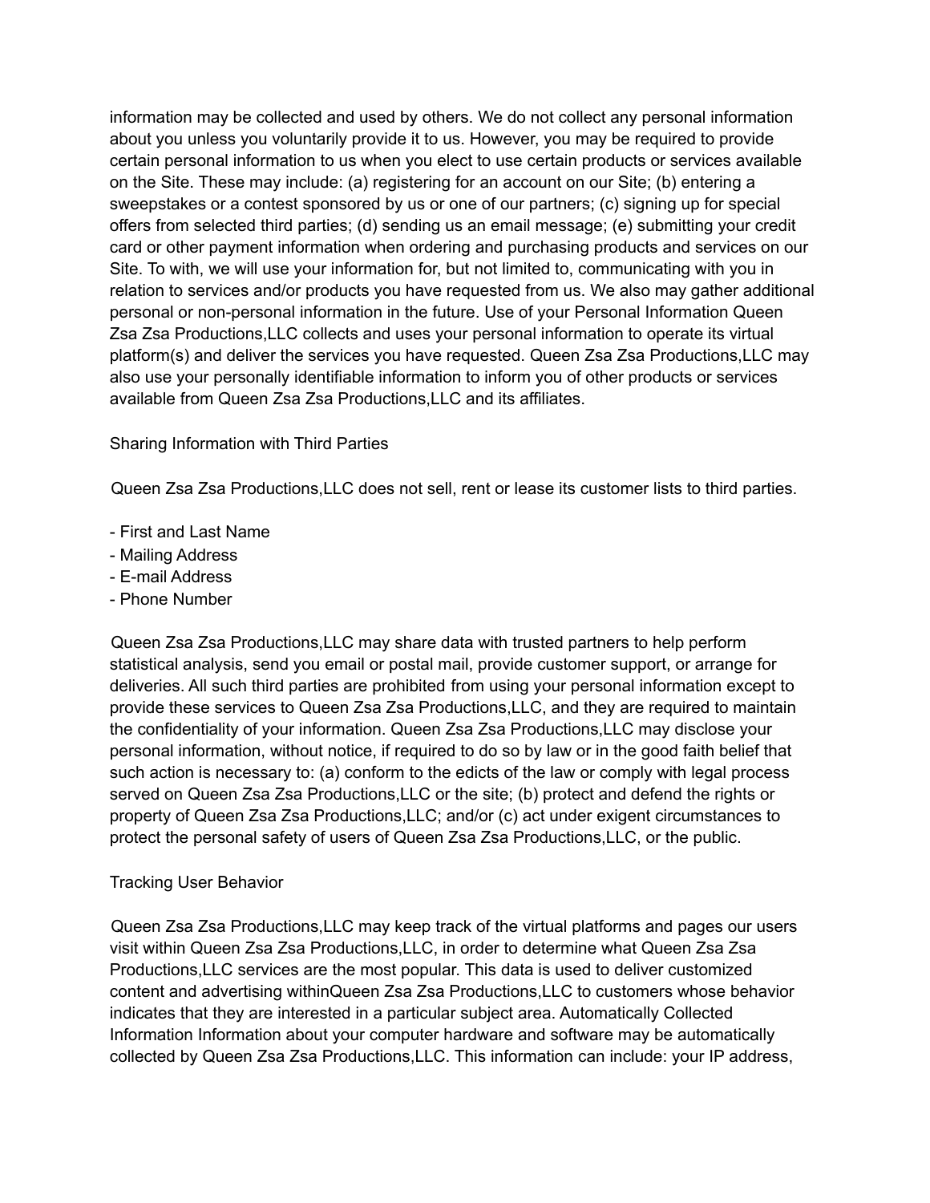information may be collected and used by others. We do not collect any personal information about you unless you voluntarily provide it to us. However, you may be required to provide certain personal information to us when you elect to use certain products or services available on the Site. These may include: (a) registering for an account on our Site; (b) entering a sweepstakes or a contest sponsored by us or one of our partners; (c) signing up for special offers from selected third parties; (d) sending us an email message; (e) submitting your credit card or other payment information when ordering and purchasing products and services on our Site. To with, we will use your information for, but not limited to, communicating with you in relation to services and/or products you have requested from us. We also may gather additional personal or non-personal information in the future. Use of your Personal Information Queen Zsa Zsa Productions,LLC collects and uses your personal information to operate its virtual platform(s) and deliver the services you have requested. Queen Zsa Zsa Productions,LLC may also use your personally identifiable information to inform you of other products or services available from Queen Zsa Zsa Productions,LLC and its affiliates.

Sharing Information with Third Parties

Queen Zsa Zsa Productions,LLC does not sell, rent or lease its customer lists to third parties.

- First and Last Name
- Mailing Address
- E-mail Address
- Phone Number

Queen Zsa Zsa Productions,LLC may share data with trusted partners to help perform statistical analysis, send you email or postal mail, provide customer support, or arrange for deliveries. All such third parties are prohibited from using your personal information except to provide these services to Queen Zsa Zsa Productions,LLC, and they are required to maintain the confidentiality of your information. Queen Zsa Zsa Productions,LLC may disclose your personal information, without notice, if required to do so by law or in the good faith belief that such action is necessary to: (a) conform to the edicts of the law or comply with legal process served on Queen Zsa Zsa Productions,LLC or the site; (b) protect and defend the rights or property of Queen Zsa Zsa Productions,LLC; and/or (c) act under exigent circumstances to protect the personal safety of users of Queen Zsa Zsa Productions,LLC, or the public.

Tracking User Behavior

Queen Zsa Zsa Productions,LLC may keep track of the virtual platforms and pages our users visit within Queen Zsa Zsa Productions,LLC, in order to determine what Queen Zsa Zsa Productions,LLC services are the most popular. This data is used to deliver customized content and advertising withinQueen Zsa Zsa Productions,LLC to customers whose behavior indicates that they are interested in a particular subject area. Automatically Collected Information Information about your computer hardware and software may be automatically collected by Queen Zsa Zsa Productions,LLC. This information can include: your IP address,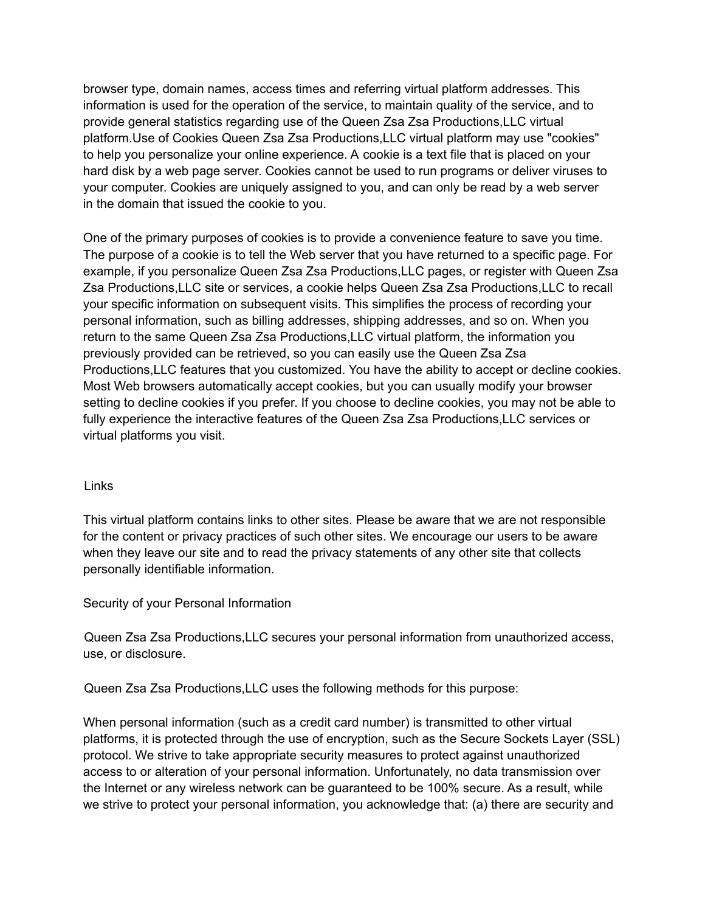browser type, domain names, access times and referring virtual platform addresses. This information is used for the operation of the service, to maintain quality of the service, and to provide general statistics regarding use of the Queen Zsa Zsa Productions,LLC virtual platform.Use of Cookies Queen Zsa Zsa Productions,LLC virtual platform may use "cookies" to help you personalize your online experience. A cookie is a text file that is placed on your hard disk by a web page server. Cookies cannot be used to run programs or deliver viruses to your computer. Cookies are uniquely assigned to you, and can only be read by a web server in the domain that issued the cookie to you.

One of the primary purposes of cookies is to provide a convenience feature to save you time. The purpose of a cookie is to tell the Web server that you have returned to a specific page. For example, if you personalize Queen Zsa Zsa Productions,LLC pages, or register with Queen Zsa Zsa Productions,LLC site or services, a cookie helps Queen Zsa Zsa Productions,LLC to recall your specific information on subsequent visits. This simplifies the process of recording your personal information, such as billing addresses, shipping addresses, and so on. When you return to the same Queen Zsa Zsa Productions,LLC virtual platform, the information you previously provided can be retrieved, so you can easily use the Queen Zsa Zsa Productions,LLC features that you customized. You have the ability to accept or decline cookies. Most Web browsers automatically accept cookies, but you can usually modify your browser setting to decline cookies if you prefer. If you choose to decline cookies, you may not be able to fully experience the interactive features of the Queen Zsa Zsa Productions,LLC services or virtual platforms you visit.

## Links

This virtual platform contains links to other sites. Please be aware that we are not responsible for the content or privacy practices of such other sites. We encourage our users to be aware when they leave our site and to read the privacy statements of any other site that collects personally identifiable information.

## Security of your Personal Information

Queen Zsa Zsa Productions,LLC secures your personal information from unauthorized access, use, or disclosure.

Queen Zsa Zsa Productions,LLC uses the following methods for this purpose:

When personal information (such as a credit card number) is transmitted to other virtual platforms, it is protected through the use of encryption, such as the Secure Sockets Layer (SSL) protocol. We strive to take appropriate security measures to protect against unauthorized access to or alteration of your personal information. Unfortunately, no data transmission over the Internet or any wireless network can be guaranteed to be 100% secure. As a result, while we strive to protect your personal information, you acknowledge that: (a) there are security and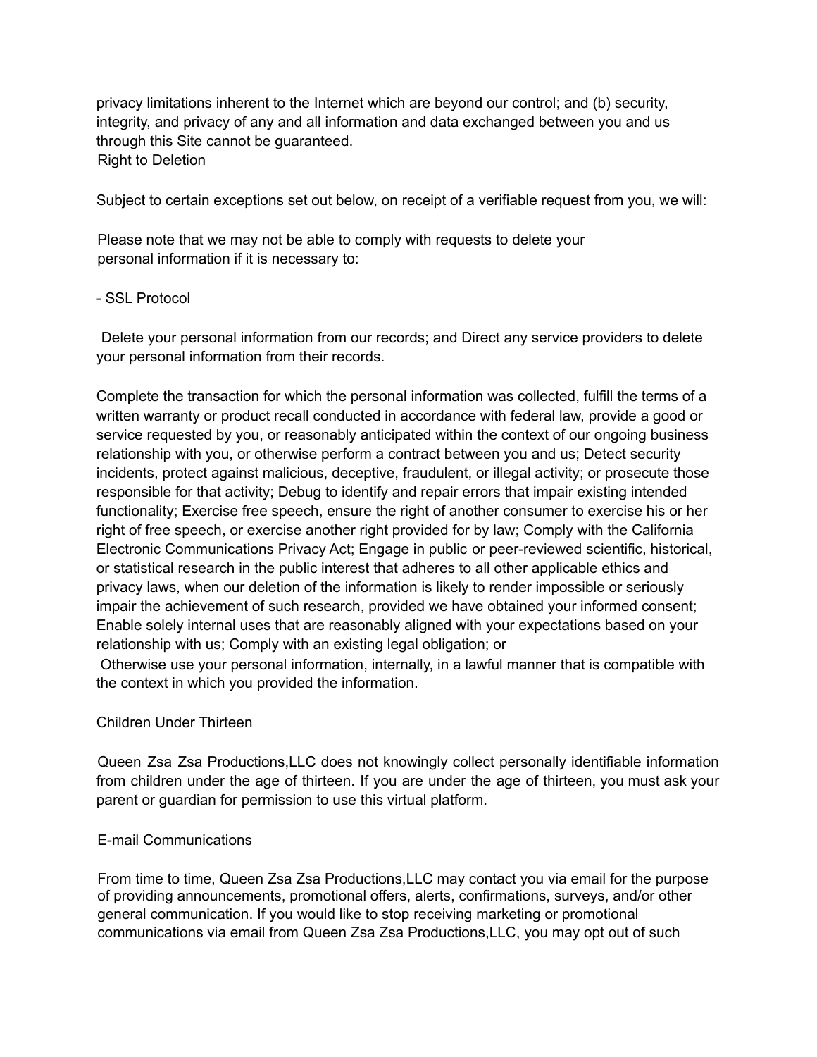privacy limitations inherent to the Internet which are beyond our control; and (b) security, integrity, and privacy of any and all information and data exchanged between you and us through this Site cannot be guaranteed.

Right to Deletion

Subject to certain exceptions set out below, on receipt of a verifiable request from you, we will:

Please note that we may not be able to comply with requests to delete your personal information if it is necessary to:

- SSL Protocol

Delete your personal information from our records; and Direct any service providers to delete your personal information from their records.

Complete the transaction for which the personal information was collected, fulfill the terms of a written warranty or product recall conducted in accordance with federal law, provide a good or service requested by you, or reasonably anticipated within the context of our ongoing business relationship with you, or otherwise perform a contract between you and us; Detect security incidents, protect against malicious, deceptive, fraudulent, or illegal activity; or prosecute those responsible for that activity; Debug to identify and repair errors that impair existing intended functionality; Exercise free speech, ensure the right of another consumer to exercise his or her right of free speech, or exercise another right provided for by law; Comply with the California Electronic Communications Privacy Act; Engage in public or peer-reviewed scientific, historical, or statistical research in the public interest that adheres to all other applicable ethics and privacy laws, when our deletion of the information is likely to render impossible or seriously impair the achievement of such research, provided we have obtained your informed consent; Enable solely internal uses that are reasonably aligned with your expectations based on your relationship with us; Comply with an existing legal obligation; or

Otherwise use your personal information, internally, in a lawful manner that is compatible with the context in which you provided the information.

Children Under Thirteen

Queen Zsa Zsa Productions,LLC does not knowingly collect personally identifiable information from children under the age of thirteen. If you are under the age of thirteen, you must ask your parent or guardian for permission to use this virtual platform.

E-mail Communications

From time to time, Queen Zsa Zsa Productions,LLC may contact you via email for the purpose of providing announcements, promotional offers, alerts, confirmations, surveys, and/or other general communication. If you would like to stop receiving marketing or promotional communications via email from Queen Zsa Zsa Productions,LLC, you may opt out of such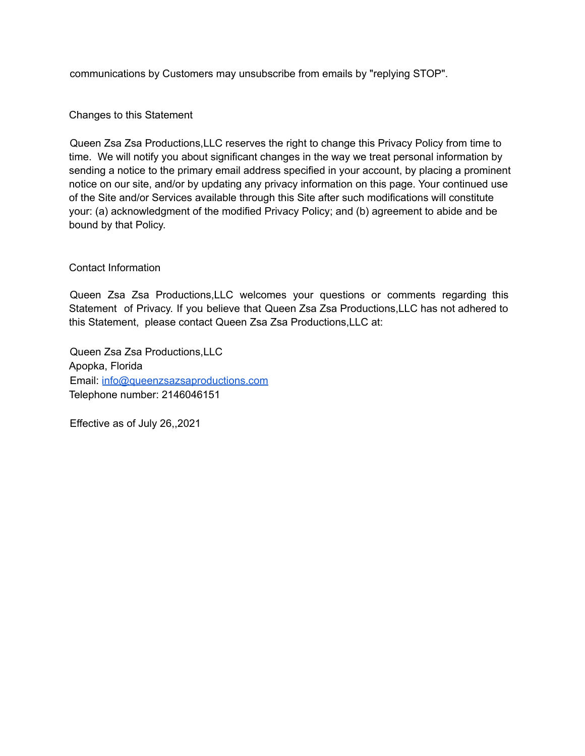communications by Customers may unsubscribe from emails by "replying STOP".

## Changes to this Statement

Queen Zsa Zsa Productions,LLC reserves the right to change this Privacy Policy from time to time. We will notify you about significant changes in the way we treat personal information by sending a notice to the primary email address specified in your account, by placing a prominent notice on our site, and/or by updating any privacy information on this page. Your continued use of the Site and/or Services available through this Site after such modifications will constitute your: (a) acknowledgment of the modified Privacy Policy; and (b) agreement to abide and be bound by that Policy.

## Contact Information

Queen Zsa Zsa Productions,LLC welcomes your questions or comments regarding this Statement of Privacy. If you believe that Queen Zsa Zsa Productions,LLC has not adhered to this Statement, please contact Queen Zsa Zsa Productions,LLC at:

Queen Zsa Zsa Productions,LLC
Apopka, Florida
Email: info@queenzsazsaproductions.com
Telephone number: 2146046151

Effective as of July 26,,2021